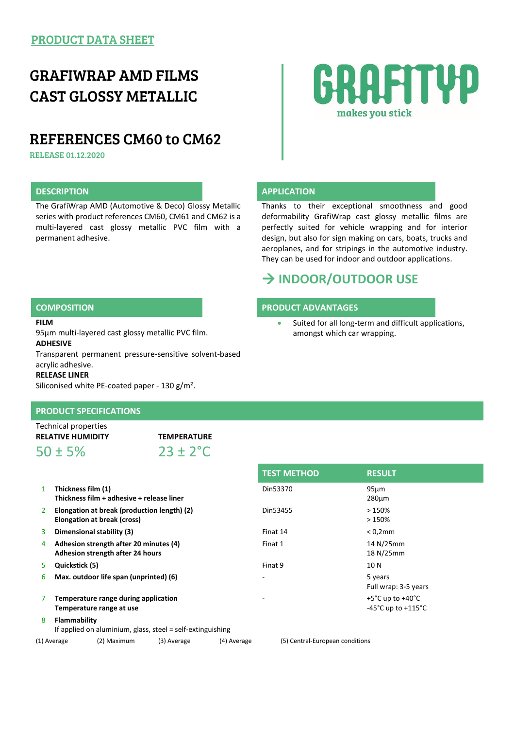PRODUCT DATA SHEET

# GRAFIWRAP AMD FILMS CAST GLOSSY METALLIC

GRAFITYP
makes you stick

# REFERENCES CM60 to CM62

RELEASE 01.12.2020

## DESCRIPTION

The GrafiWrap AMD (Automotive & Deco) Glossy Metallic series with product references CM60, CM61 and CM62 is a multi-layered cast glossy metallic PVC film with a permanent adhesive.

## APPLICATION

Thanks to their exceptional smoothness and good deformability GrafiWrap cast glossy metallic films are perfectly suited for vehicle wrapping and for interior design, but also for sign making on cars, boats, trucks and aeroplanes, and for stripings in the automotive industry. They can be used for indoor and outdoor applications.

## → INDOOR/OUTDOOR USE

## COMPOSITION

**FILM**
95µm multi-layered cast glossy metallic PVC film.

**ADHESIVE**
Transparent permanent pressure-sensitive solvent-based acrylic adhesive.

**RELEASE LINER**
Siliconised white PE-coated paper - 130 g/m².

## PRODUCT ADVANTAGES

- Suited for all long-term and difficult applications, amongst which car wrapping.

## PRODUCT SPECIFICATIONS

Technical properties

| RELATIVE HUMIDITY | TEMPERATURE |
|---|---|
| 50 ± 5% | 23 ± 2°C |

| | | TEST METHOD | RESULT |
|---|---|---|---|
| 1 | **Thickness film (1)**<br>**Thickness film + adhesive + release liner** | Din53370 | 95µm<br>280µm |
| 2 | **Elongation at break (production length) (2)**<br>**Elongation at break (cross)** | Din53455 | > 150%<br>> 150% |
| 3 | **Dimensional stability (3)** | Finat 14 | < 0,2mm |
| 4 | **Adhesion strength after 20 minutes (4)**<br>**Adhesion strength after 24 hours** | Finat 1 | 14 N/25mm<br>18 N/25mm |
| 5 | **Quickstick (5)** | Finat 9 | 10 N |
| 6 | **Max. outdoor life span (unprinted) (6)** | - | 5 years<br>Full wrap: 3-5 years |
| 7 | **Temperature range during application**<br>**Temperature range at use** | - | +5°C up to +40°C<br>-45°C up to +115°C |
| 8 | **Flammability**<br>If applied on aluminium, glass, steel = self-extinguishing | | |

(1) Average (2) Maximum (3) Average (4) Average (5) Central-European conditions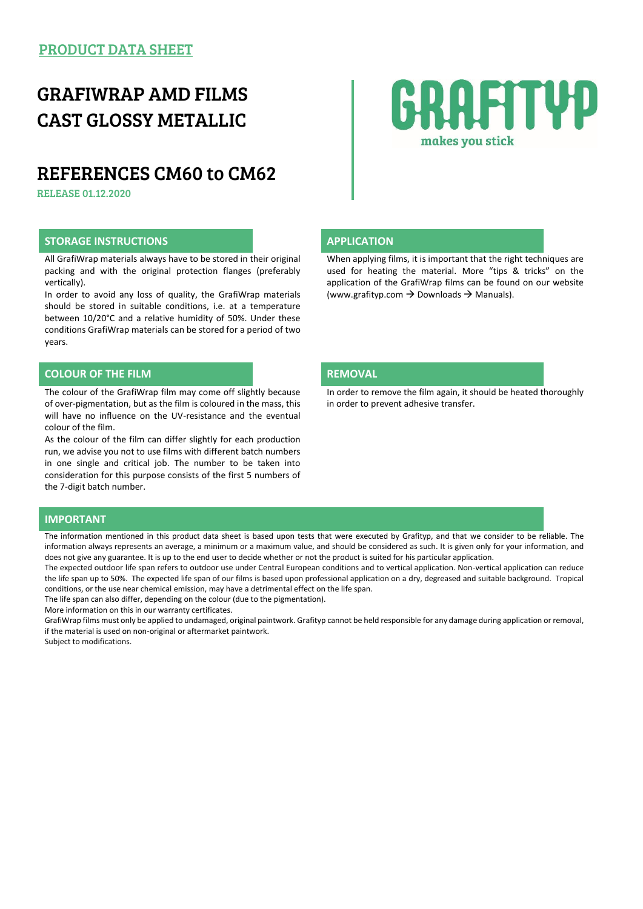PRODUCT DATA SHEET

# GRAFIWRAP AMD FILMS CAST GLOSSY METALLIC

# REFERENCES CM60 to CM62

RELEASE 01.12.2020

GRAFITYP makes you stick

## STORAGE INSTRUCTIONS

All GrafiWrap materials always have to be stored in their original packing and with the original protection flanges (preferably vertically).

In order to avoid any loss of quality, the GrafiWrap materials should be stored in suitable conditions, i.e. at a temperature between 10/20°C and a relative humidity of 50%. Under these conditions GrafiWrap materials can be stored for a period of two years.

## COLOUR OF THE FILM

The colour of the GrafiWrap film may come off slightly because of over-pigmentation, but as the film is coloured in the mass, this will have no influence on the UV-resistance and the eventual colour of the film.

As the colour of the film can differ slightly for each production run, we advise you not to use films with different batch numbers in one single and critical job. The number to be taken into consideration for this purpose consists of the first 5 numbers of the 7-digit batch number.

## APPLICATION

When applying films, it is important that the right techniques are used for heating the material. More “tips & tricks” on the application of the GrafiWrap films can be found on our website (www.grafityp.com → Downloads → Manuals).

## REMOVAL

In order to remove the film again, it should be heated thoroughly in order to prevent adhesive transfer.

## IMPORTANT

The information mentioned in this product data sheet is based upon tests that were executed by Grafityp, and that we consider to be reliable. The information always represents an average, a minimum or a maximum value, and should be considered as such. It is given only for your information, and does not give any guarantee. It is up to the end user to decide whether or not the product is suited for his particular application.

The expected outdoor life span refers to outdoor use under Central European conditions and to vertical application. Non-vertical application can reduce the life span up to 50%. The expected life span of our films is based upon professional application on a dry, degreased and suitable background. Tropical conditions, or the use near chemical emission, may have a detrimental effect on the life span.

The life span can also differ, depending on the colour (due to the pigmentation).

More information on this in our warranty certificates.

GrafiWrap films must only be applied to undamaged, original paintwork. Grafityp cannot be held responsible for any damage during application or removal, if the material is used on non-original or aftermarket paintwork.

Subject to modifications.